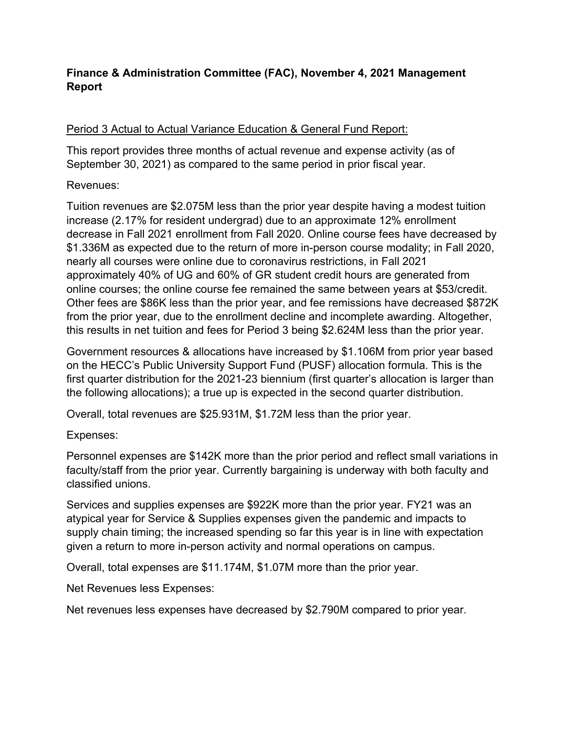**Finance & Administration Committee (FAC), November 4, 2021 Management Report**

Period 3 Actual to Actual Variance Education & General Fund Report:

This report provides three months of actual revenue and expense activity (as of September 30, 2021) as compared to the same period in prior fiscal year.

Revenues:

Tuition revenues are $2.075M less than the prior year despite having a modest tuition increase (2.17% for resident undergrad) due to an approximate 12% enrollment decrease in Fall 2021 enrollment from Fall 2020. Online course fees have decreased by $1.336M as expected due to the return of more in-person course modality; in Fall 2020, nearly all courses were online due to coronavirus restrictions, in Fall 2021 approximately 40% of UG and 60% of GR student credit hours are generated from online courses; the online course fee remained the same between years at $53/credit. Other fees are $86K less than the prior year, and fee remissions have decreased $872K from the prior year, due to the enrollment decline and incomplete awarding. Altogether, this results in net tuition and fees for Period 3 being $2.624M less than the prior year.

Government resources & allocations have increased by $1.106M from prior year based on the HECC's Public University Support Fund (PUSF) allocation formula. This is the first quarter distribution for the 2021-23 biennium (first quarter's allocation is larger than the following allocations); a true up is expected in the second quarter distribution.

Overall, total revenues are $25.931M, $1.72M less than the prior year.

Expenses:

Personnel expenses are $142K more than the prior period and reflect small variations in faculty/staff from the prior year. Currently bargaining is underway with both faculty and classified unions.

Services and supplies expenses are $922K more than the prior year. FY21 was an atypical year for Service & Supplies expenses given the pandemic and impacts to supply chain timing; the increased spending so far this year is in line with expectation given a return to more in-person activity and normal operations on campus.

Overall, total expenses are $11.174M, $1.07M more than the prior year.

Net Revenues less Expenses:

Net revenues less expenses have decreased by $2.790M compared to prior year.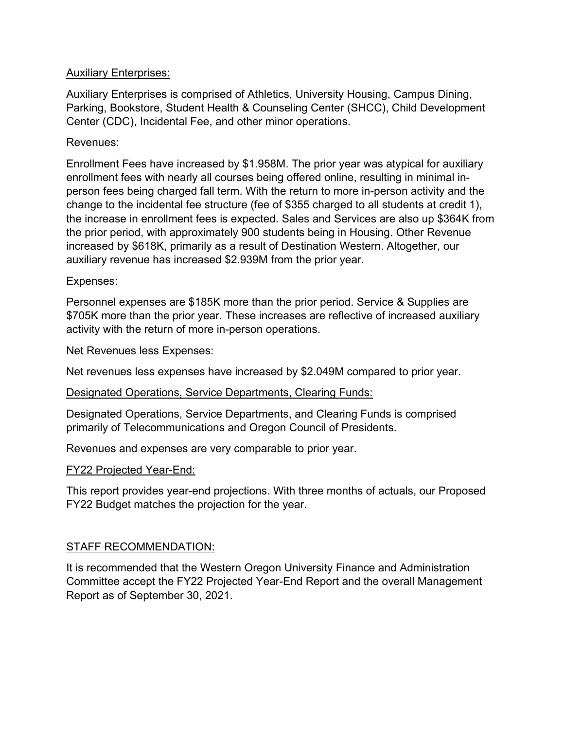## Auxiliary Enterprises:

Auxiliary Enterprises is comprised of Athletics, University Housing, Campus Dining, Parking, Bookstore, Student Health & Counseling Center (SHCC), Child Development Center (CDC), Incidental Fee, and other minor operations.

Revenues:

Enrollment Fees have increased by $1.958M. The prior year was atypical for auxiliary enrollment fees with nearly all courses being offered online, resulting in minimal in-person fees being charged fall term. With the return to more in-person activity and the change to the incidental fee structure (fee of $355 charged to all students at credit 1), the increase in enrollment fees is expected. Sales and Services are also up $364K from the prior period, with approximately 900 students being in Housing. Other Revenue increased by $618K, primarily as a result of Destination Western. Altogether, our auxiliary revenue has increased $2.939M from the prior year.

Expenses:

Personnel expenses are $185K more than the prior period. Service & Supplies are $705K more than the prior year. These increases are reflective of increased auxiliary activity with the return of more in-person operations.

Net Revenues less Expenses:

Net revenues less expenses have increased by $2.049M compared to prior year.

## Designated Operations, Service Departments, Clearing Funds:

Designated Operations, Service Departments, and Clearing Funds is comprised primarily of Telecommunications and Oregon Council of Presidents.

Revenues and expenses are very comparable to prior year.

## FY22 Projected Year-End:

This report provides year-end projections. With three months of actuals, our Proposed FY22 Budget matches the projection for the year.

## STAFF RECOMMENDATION:

It is recommended that the Western Oregon University Finance and Administration Committee accept the FY22 Projected Year-End Report and the overall Management Report as of September 30, 2021.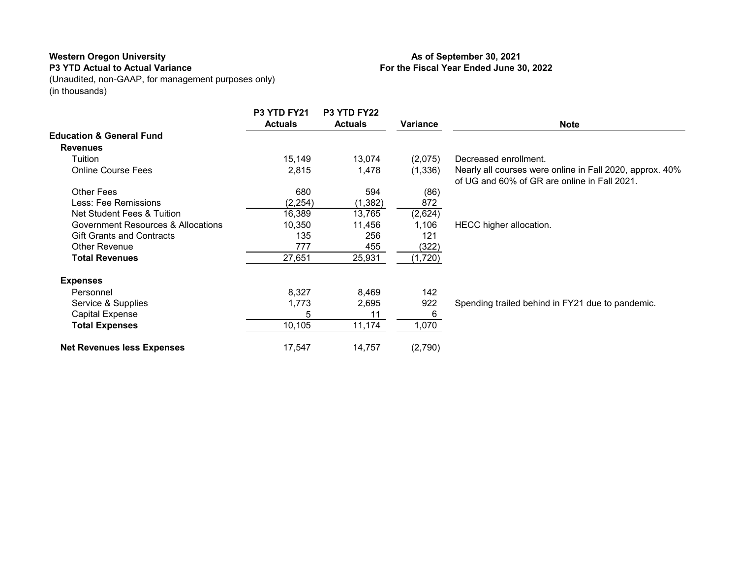**Western Oregon University**
**P3 YTD Actual to Actual Variance**
(Unaudited, non-GAAP, for management purposes only)
(in thousands)

**As of September 30, 2021**
**For the Fiscal Year Ended June 30, 2022**

| | P3 YTD FY21 Actuals | P3 YTD FY22 Actuals | Variance | Note |
|---|---|---|---|---|
| **Education & General Fund** | | | | |
| **Revenues** | | | | |
| Tuition | 15,149 | 13,074 | (2,075) | Decreased enrollment. |
| Online Course Fees | 2,815 | 1,478 | (1,336) | Nearly all courses were online in Fall 2020, approx. 40% of UG and 60% of GR are online in Fall 2021. |
| Other Fees | 680 | 594 | (86) | |
| Less: Fee Remissions | (2,254) | (1,382) | 872 | |
| Net Student Fees & Tuition | 16,389 | 13,765 | (2,624) | |
| Government Resources & Allocations | 10,350 | 11,456 | 1,106 | HECC higher allocation. |
| Gift Grants and Contracts | 135 | 256 | 121 | |
| Other Revenue | 777 | 455 | (322) | |
| **Total Revenues** | 27,651 | 25,931 | (1,720) | |
| **Expenses** | | | | |
| Personnel | 8,327 | 8,469 | 142 | |
| Service & Supplies | 1,773 | 2,695 | 922 | Spending trailed behind in FY21 due to pandemic. |
| Capital Expense | 5 | 11 | 6 | |
| **Total Expenses** | 10,105 | 11,174 | 1,070 | |
| **Net Revenues less Expenses** | 17,547 | 14,757 | (2,790) | |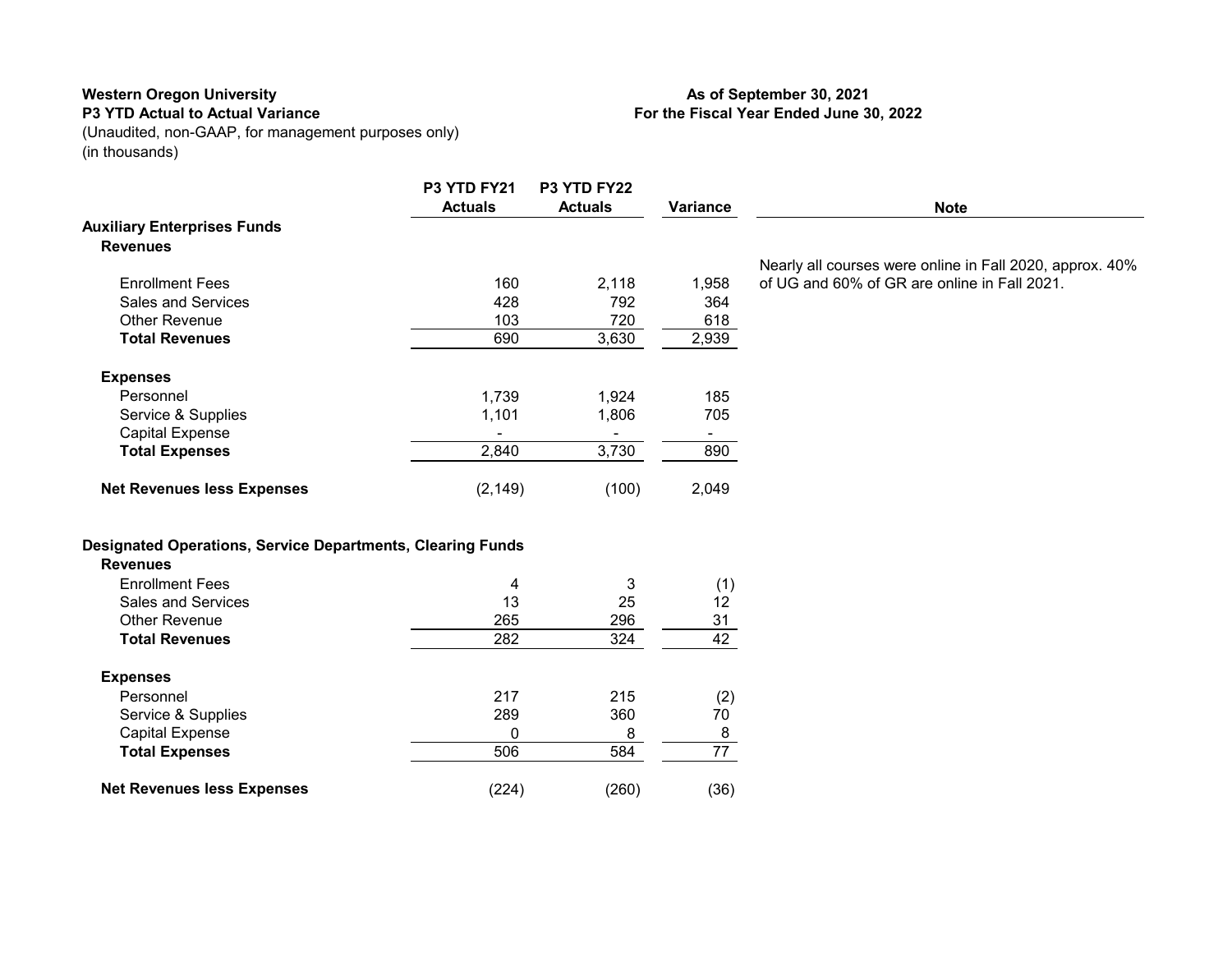**Western Oregon University**
**P3 YTD Actual to Actual Variance**
(Unaudited, non-GAAP, for management purposes only)
(in thousands)

**As of September 30, 2021**
**For the Fiscal Year Ended June 30, 2022**

| | P3 YTD FY21 Actuals | P3 YTD FY22 Actuals | Variance | Note |
|---|---|---|---|---|
| **Auxiliary Enterprises Funds** | | | | |
| **Revenues** | | | | |
| Enrollment Fees | 160 | 2,118 | 1,958 | Nearly all courses were online in Fall 2020, approx. 40% of UG and 60% of GR are online in Fall 2021. |
| Sales and Services | 428 | 792 | 364 | |
| Other Revenue | 103 | 720 | 618 | |
| **Total Revenues** | 690 | 3,630 | 2,939 | |
| **Expenses** | | | | |
| Personnel | 1,739 | 1,924 | 185 | |
| Service & Supplies | 1,101 | 1,806 | 705 | |
| Capital Expense | - | - | - | |
| **Total Expenses** | 2,840 | 3,730 | 890 | |
| **Net Revenues less Expenses** | (2,149) | (100) | 2,049 | |
| **Designated Operations, Service Departments, Clearing Funds** | | | | |
| **Revenues** | | | | |
| Enrollment Fees | 4 | 3 | (1) | |
| Sales and Services | 13 | 25 | 12 | |
| Other Revenue | 265 | 296 | 31 | |
| **Total Revenues** | 282 | 324 | 42 | |
| **Expenses** | | | | |
| Personnel | 217 | 215 | (2) | |
| Service & Supplies | 289 | 360 | 70 | |
| Capital Expense | 0 | 8 | 8 | |
| **Total Expenses** | 506 | 584 | 77 | |
| **Net Revenues less Expenses** | (224) | (260) | (36) | |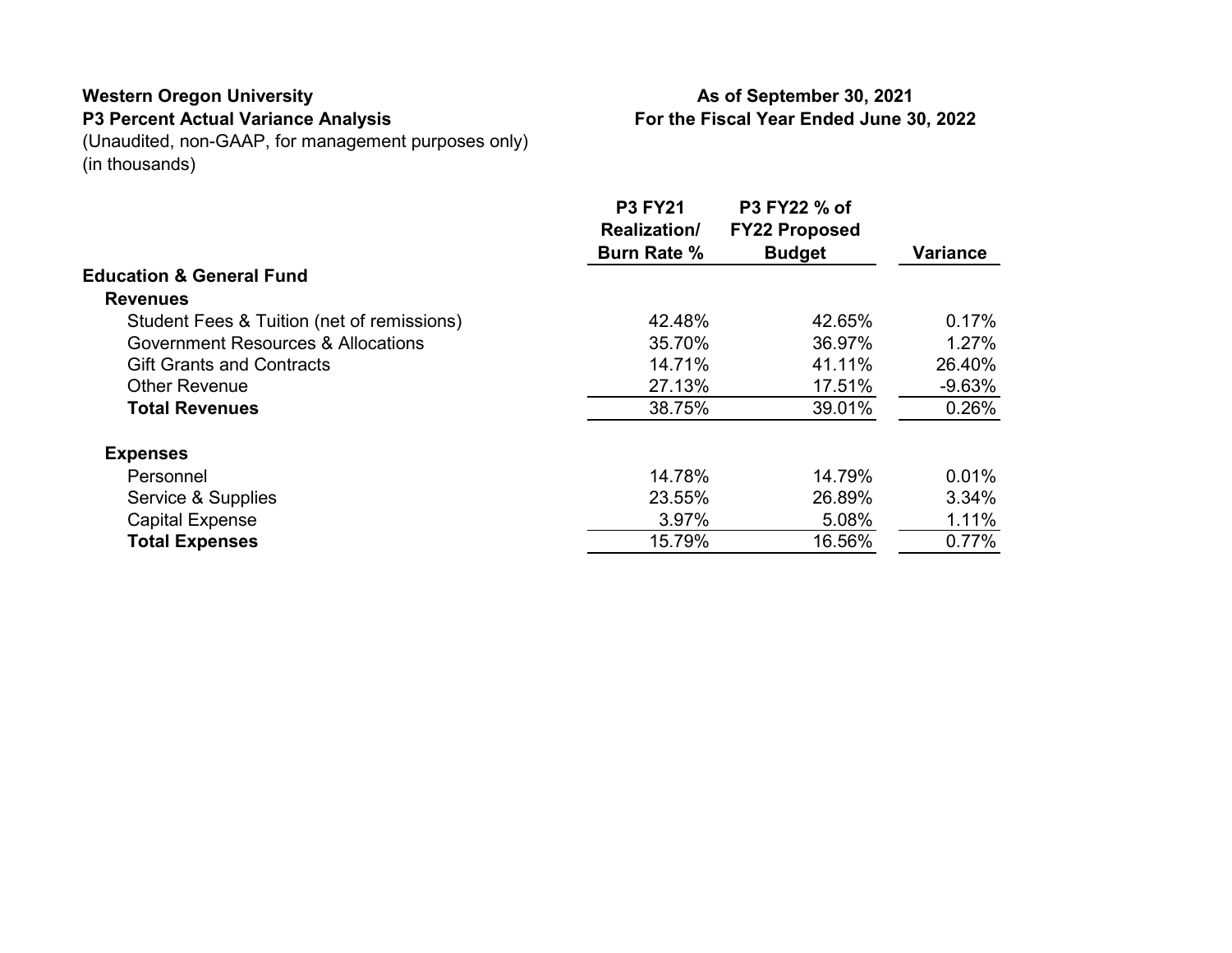**Western Oregon University**
**P3 Percent Actual Variance Analysis**
(Unaudited, non-GAAP, for management purposes only)
(in thousands)

**As of September 30, 2021**
**For the Fiscal Year Ended June 30, 2022**

| | P3 FY21 Realization/ Burn Rate % | P3 FY22 % of FY22 Proposed Budget | Variance |
|---|---|---|---|
| **Education & General Fund** | | | |
| **Revenues** | | | |
| Student Fees & Tuition (net of remissions) | 42.48% | 42.65% | 0.17% |
| Government Resources & Allocations | 35.70% | 36.97% | 1.27% |
| Gift Grants and Contracts | 14.71% | 41.11% | 26.40% |
| Other Revenue | 27.13% | 17.51% | -9.63% |
| **Total Revenues** | 38.75% | 39.01% | 0.26% |
| | | | |
| **Expenses** | | | |
| Personnel | 14.78% | 14.79% | 0.01% |
| Service & Supplies | 23.55% | 26.89% | 3.34% |
| Capital Expense | 3.97% | 5.08% | 1.11% |
| **Total Expenses** | 15.79% | 16.56% | 0.77% |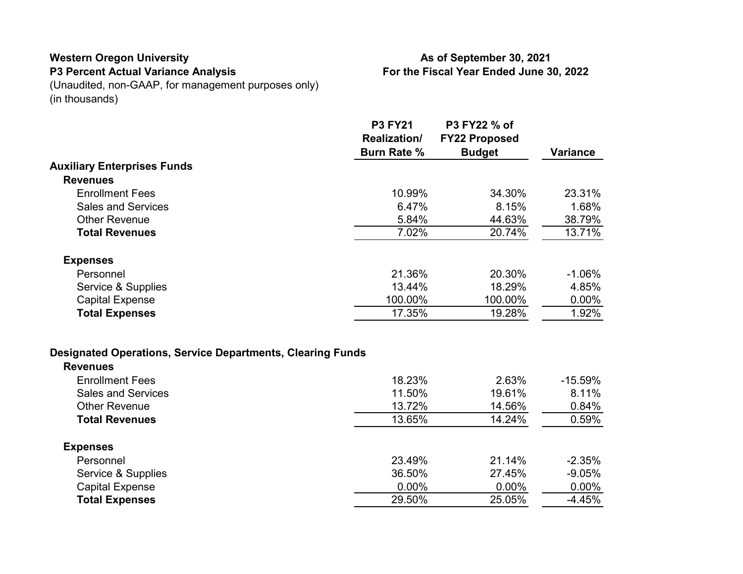**Western Oregon University**
**P3 Percent Actual Variance Analysis**
(Unaudited, non-GAAP, for management purposes only)
(in thousands)

**As of September 30, 2021**
**For the Fiscal Year Ended June 30, 2022**

| | P3 FY21 Realization/ Burn Rate % | P3 FY22 % of FY22 Proposed Budget | Variance |
|---|---|---|---|
| **Auxiliary Enterprises Funds** | | | |
| **Revenues** | | | |
| Enrollment Fees | 10.99% | 34.30% | 23.31% |
| Sales and Services | 6.47% | 8.15% | 1.68% |
| Other Revenue | 5.84% | 44.63% | 38.79% |
| **Total Revenues** | 7.02% | 20.74% | 13.71% |
| **Expenses** | | | |
| Personnel | 21.36% | 20.30% | -1.06% |
| Service & Supplies | 13.44% | 18.29% | 4.85% |
| Capital Expense | 100.00% | 100.00% | 0.00% |
| **Total Expenses** | 17.35% | 19.28% | 1.92% |
| **Designated Operations, Service Departments, Clearing Funds** | | | |
| **Revenues** | | | |
| Enrollment Fees | 18.23% | 2.63% | -15.59% |
| Sales and Services | 11.50% | 19.61% | 8.11% |
| Other Revenue | 13.72% | 14.56% | 0.84% |
| **Total Revenues** | 13.65% | 14.24% | 0.59% |
| **Expenses** | | | |
| Personnel | 23.49% | 21.14% | -2.35% |
| Service & Supplies | 36.50% | 27.45% | -9.05% |
| Capital Expense | 0.00% | 0.00% | 0.00% |
| **Total Expenses** | 29.50% | 25.05% | -4.45% |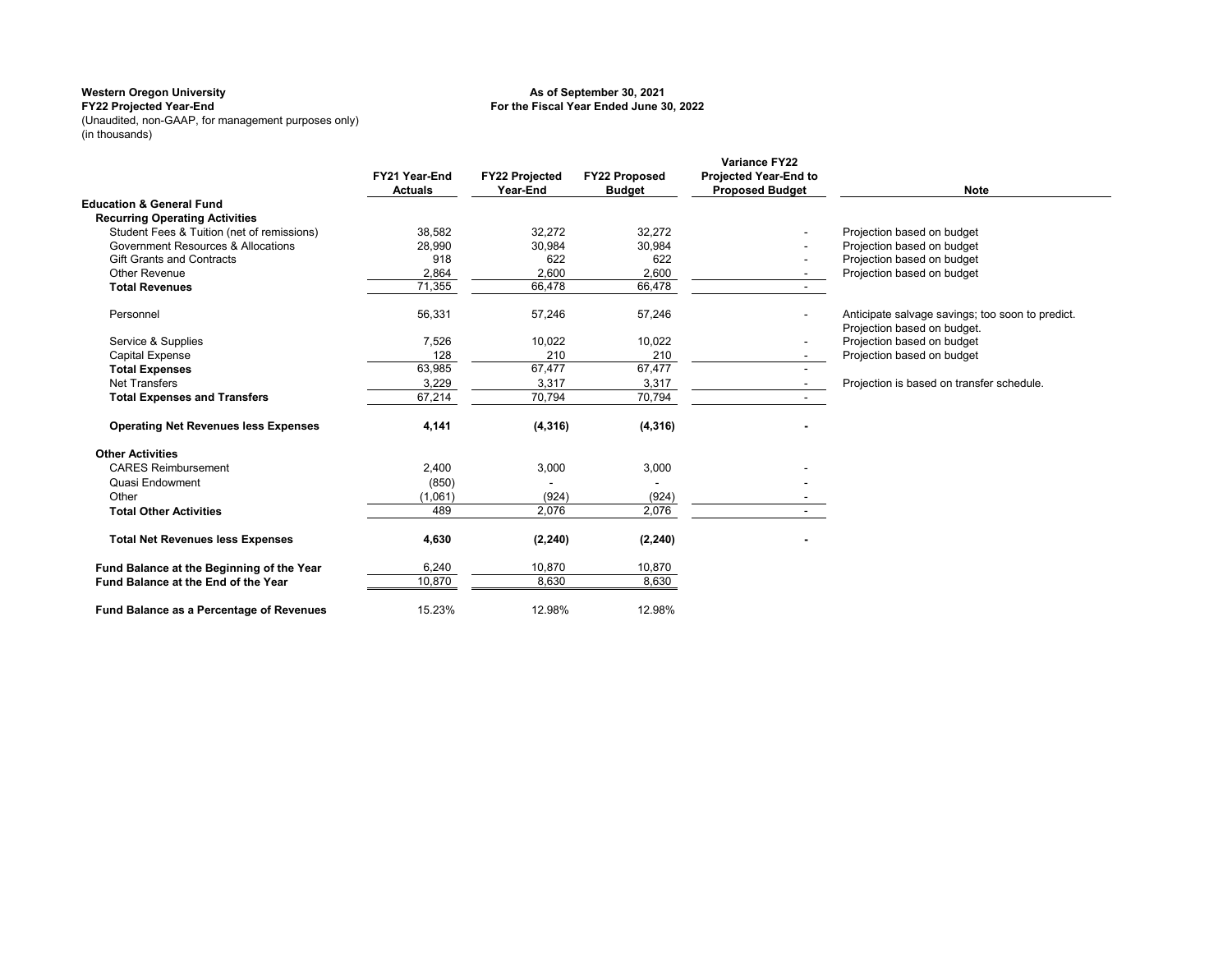**Western Oregon University**
**FY22 Projected Year-End**
(Unaudited, non-GAAP, for management purposes only)
(in thousands)

**As of September 30, 2021**
**For the Fiscal Year Ended June 30, 2022**

| | FY21 Year-End Actuals | FY22 Projected Year-End | FY22 Proposed Budget | Variance FY22 Projected Year-End to Proposed Budget | Note |
|---|---|---|---|---|---|
| **Education & General Fund** | | | | | |
| **Recurring Operating Activities** | | | | | |
| Student Fees & Tuition (net of remissions) | 38,582 | 32,272 | 32,272 | - | Projection based on budget |
| Government Resources & Allocations | 28,990 | 30,984 | 30,984 | - | Projection based on budget |
| Gift Grants and Contracts | 918 | 622 | 622 | - | Projection based on budget |
| Other Revenue | 2,864 | 2,600 | 2,600 | - | Projection based on budget |
| **Total Revenues** | 71,355 | 66,478 | 66,478 | - | |
| Personnel | 56,331 | 57,246 | 57,246 | - | Anticipate salvage savings; too soon to predict. Projection based on budget. |
| Service & Supplies | 7,526 | 10,022 | 10,022 | - | Projection based on budget |
| Capital Expense | 128 | 210 | 210 | - | Projection based on budget |
| **Total Expenses** | 63,985 | 67,477 | 67,477 | - | |
| Net Transfers | 3,229 | 3,317 | 3,317 | - | Projection is based on transfer schedule. |
| **Total Expenses and Transfers** | 67,214 | 70,794 | 70,794 | - | |
| **Operating Net Revenues less Expenses** | **4,141** | **(4,316)** | **(4,316)** | **-** | |
| **Other Activities** | | | | | |
| CARES Reimbursement | 2,400 | 3,000 | 3,000 | - | |
| Quasi Endowment | (850) | - | - | - | |
| Other | (1,061) | (924) | (924) | - | |
| **Total Other Activities** | 489 | 2,076 | 2,076 | - | |
| **Total Net Revenues less Expenses** | **4,630** | **(2,240)** | **(2,240)** | **-** | |
| **Fund Balance at the Beginning of the Year** | 6,240 | 10,870 | 10,870 | | |
| **Fund Balance at the End of the Year** | 10,870 | 8,630 | 8,630 | | |
| **Fund Balance as a Percentage of Revenues** | 15.23% | 12.98% | 12.98% | | |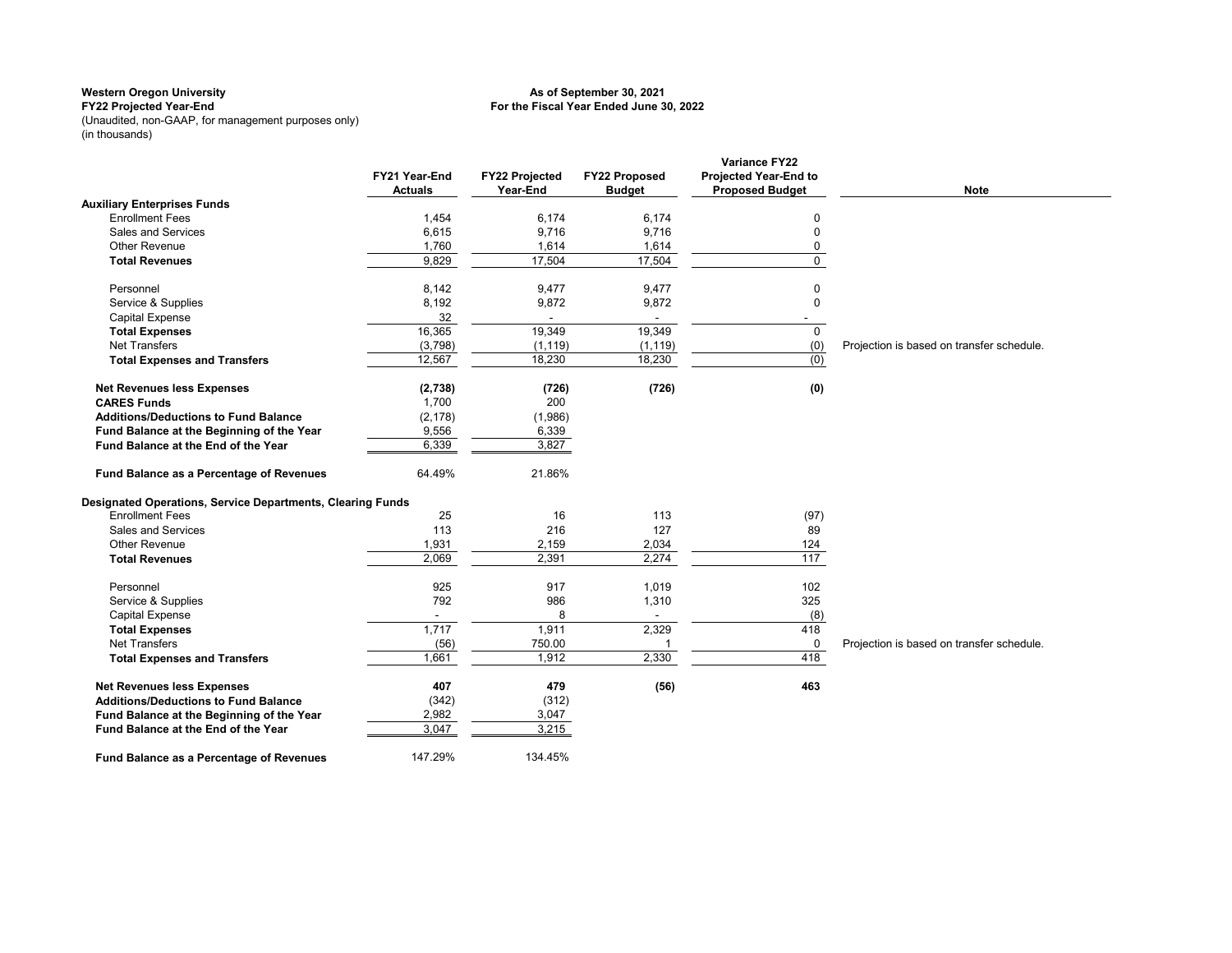**Western Oregon University**
**FY22 Projected Year-End**
(Unaudited, non-GAAP, for management purposes only)
(in thousands)

**As of September 30, 2021**
**For the Fiscal Year Ended June 30, 2022**

| | FY21 Year-End Actuals | FY22 Projected Year-End | FY22 Proposed Budget | Variance FY22 Projected Year-End to Proposed Budget | Note |
|---|---|---|---|---|---|
| **Auxiliary Enterprises Funds** | | | | | |
| Enrollment Fees | 1,454 | 6,174 | 6,174 | 0 | |
| Sales and Services | 6,615 | 9,716 | 9,716 | 0 | |
| Other Revenue | 1,760 | 1,614 | 1,614 | 0 | |
| **Total Revenues** | 9,829 | 17,504 | 17,504 | 0 | |
| Personnel | 8,142 | 9,477 | 9,477 | 0 | |
| Service & Supplies | 8,192 | 9,872 | 9,872 | 0 | |
| Capital Expense | 32 | - | - | - | |
| **Total Expenses** | 16,365 | 19,349 | 19,349 | 0 | |
| Net Transfers | (3,798) | (1,119) | (1,119) | (0) | Projection is based on transfer schedule. |
| **Total Expenses and Transfers** | 12,567 | 18,230 | 18,230 | (0) | |
| **Net Revenues less Expenses** | **(2,738)** | **(726)** | **(726)** | **(0)** | |
| **CARES Funds** | 1,700 | 200 | | | |
| **Additions/Deductions to Fund Balance** | (2,178) | (1,986) | | | |
| **Fund Balance at the Beginning of the Year** | 9,556 | 6,339 | | | |
| **Fund Balance at the End of the Year** | 6,339 | 3,827 | | | |
| **Fund Balance as a Percentage of Revenues** | 64.49% | 21.86% | | | |
| **Designated Operations, Service Departments, Clearing Funds** | | | | | |
| Enrollment Fees | 25 | 16 | 113 | (97) | |
| Sales and Services | 113 | 216 | 127 | 89 | |
| Other Revenue | 1,931 | 2,159 | 2,034 | 124 | |
| **Total Revenues** | 2,069 | 2,391 | 2,274 | 117 | |
| Personnel | 925 | 917 | 1,019 | 102 | |
| Service & Supplies | 792 | 986 | 1,310 | 325 | |
| Capital Expense | - | 8 | - | (8) | |
| **Total Expenses** | 1,717 | 1,911 | 2,329 | 418 | |
| Net Transfers | (56) | 750.00 | 1 | 0 | Projection is based on transfer schedule. |
| **Total Expenses and Transfers** | 1,661 | 1,912 | 2,330 | 418 | |
| **Net Revenues less Expenses** | **407** | **479** | **(56)** | **463** | |
| **Additions/Deductions to Fund Balance** | (342) | (312) | | | |
| **Fund Balance at the Beginning of the Year** | 2,982 | 3,047 | | | |
| **Fund Balance at the End of the Year** | 3,047 | 3,215 | | | |
| **Fund Balance as a Percentage of Revenues** | 147.29% | 134.45% | | | |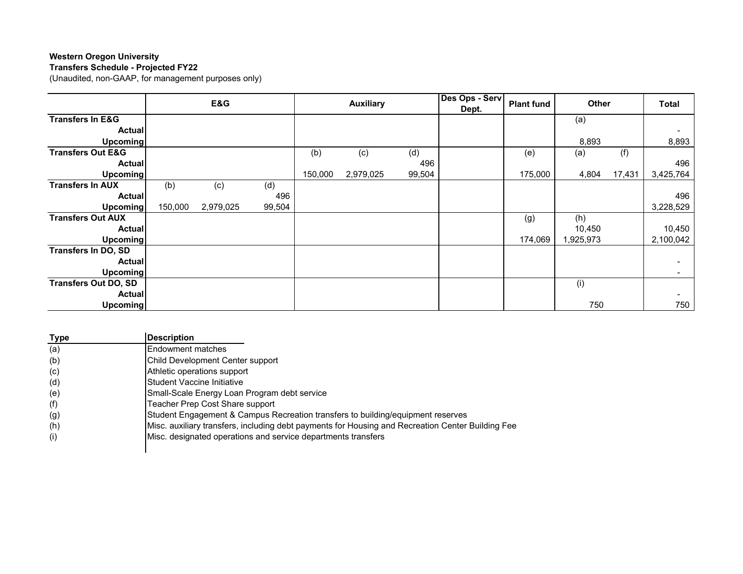**Western Oregon University**
**Transfers Schedule - Projected FY22**
(Unaudited, non-GAAP, for management purposes only)

| | E&G | | | Auxiliary | | | Des Ops - Serv Dept. | Plant fund | Other | | Total |
|---|---|---|---|---|---|---|---|---|---|---|---|
| **Transfers In E&G** | | | | | | | | | (a) | | |
| **Actual** | | | | | | | | | | | - |
| **Upcoming** | | | | | | | | | 8,893 | | 8,893 |
| **Transfers Out E&G** | | | | (b) | (c) | (d) | | (e) | (a) | (f) | |
| **Actual** | | | | | | 496 | | | | | 496 |
| **Upcoming** | | | | 150,000 | 2,979,025 | 99,504 | | 175,000 | 4,804 | 17,431 | 3,425,764 |
| **Transfers In AUX** | (b) | (c) | (d) | | | | | | | | |
| **Actual** | | | 496 | | | | | | | | 496 |
| **Upcoming** | 150,000 | 2,979,025 | 99,504 | | | | | | | | 3,228,529 |
| **Transfers Out AUX** | | | | | | | | (g) | (h) | | |
| **Actual** | | | | | | | | | 10,450 | | 10,450 |
| **Upcoming** | | | | | | | | 174,069 | 1,925,973 | | 2,100,042 |
| **Transfers In DO, SD** | | | | | | | | | | | |
| **Actual** | | | | | | | | | | | - |
| **Upcoming** | | | | | | | | | | | - |
| **Transfers Out DO, SD** | | | | | | | | | (i) | | |
| **Actual** | | | | | | | | | | | - |
| **Upcoming** | | | | | | | | | 750 | | 750 |

| Type | Description |
|---|---|
| (a) | Endowment matches |
| (b) | Child Development Center support |
| (c) | Athletic operations support |
| (d) | Student Vaccine Initiative |
| (e) | Small-Scale Energy Loan Program debt service |
| (f) | Teacher Prep Cost Share support |
| (g) | Student Engagement & Campus Recreation transfers to building/equipment reserves |
| (h) | Misc. auxiliary transfers, including debt payments for Housing and Recreation Center Building Fee |
| (i) | Misc. designated operations and service departments transfers |